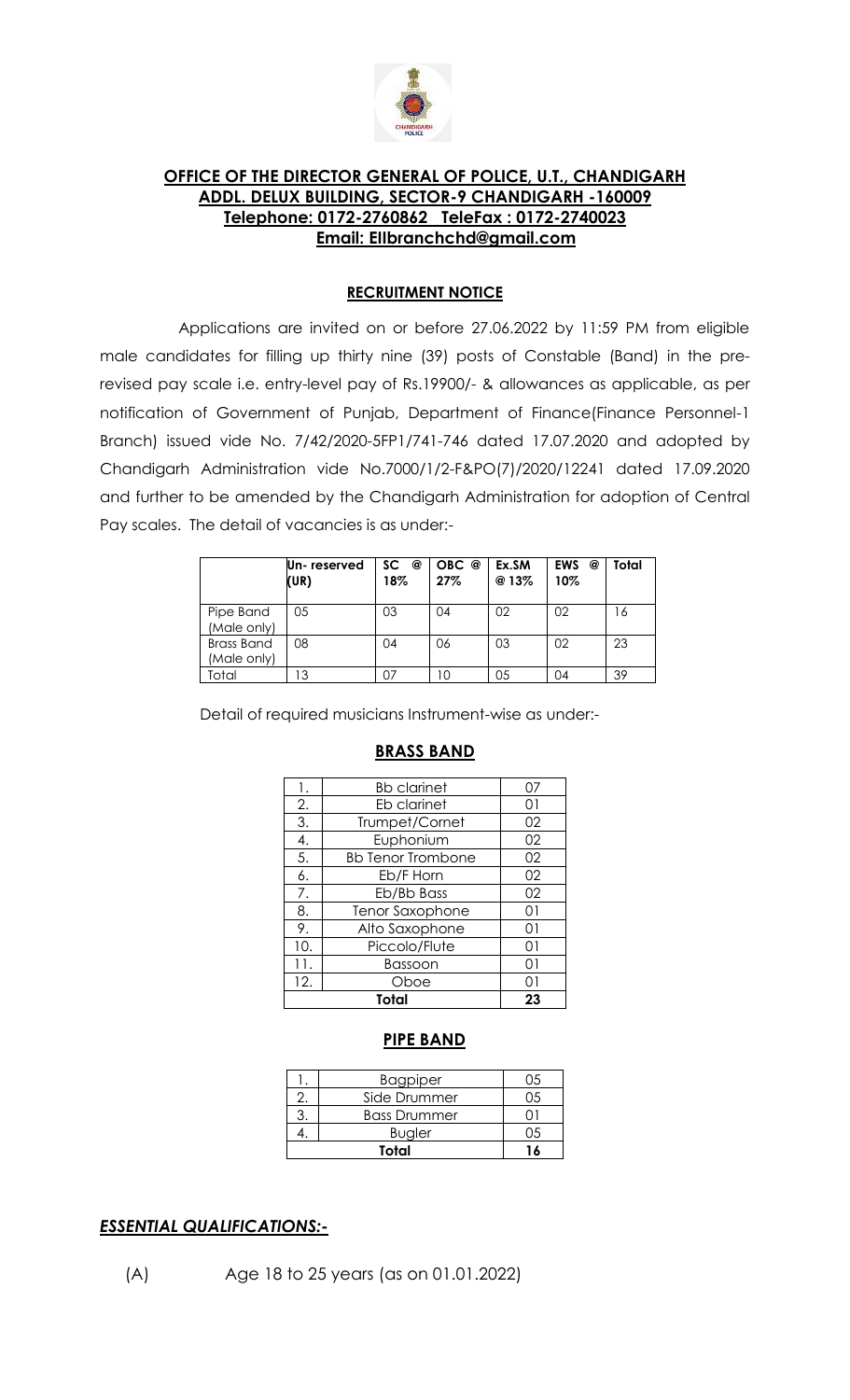## OFFICE OF THE DIRECTOR GENERAL OF POLICE, U.T., CHANDIGARH
## ADDL. DELUX BUILDING, SECTOR-9 CHANDIGARH -160009
**Telephone: 0172-2760862 TeleFax : 0172-2740023**
**Email: Ellbranchchd@gmail.com**

### RECRUITMENT NOTICE

Applications are invited on or before 27.06.2022 by 11:59 PM from eligible male candidates for filling up thirty nine (39) posts of Constable (Band) in the pre-revised pay scale i.e. entry-level pay of Rs.19900/- & allowances as applicable, as per notification of Government of Punjab, Department of Finance(Finance Personnel-1 Branch) issued vide No. 7/42/2020-5FP1/741-746 dated 17.07.2020 and adopted by Chandigarh Administration vide No.7000/1/2-F&PO(7)/2020/12241 dated 17.09.2020 and further to be amended by the Chandigarh Administration for adoption of Central Pay scales. The detail of vacancies is as under:-

| | Un- reserved (UR) | SC @ 18% | OBC @ 27% | Ex.SM @ 13% | EWS @ 10% | Total |
|---|---|---|---|---|---|---|
| Pipe Band (Male only) | 05 | 03 | 04 | 02 | 02 | 16 |
| Brass Band (Male only) | 08 | 04 | 06 | 03 | 02 | 23 |
| Total | 13 | 07 | 10 | 05 | 04 | 39 |

Detail of required musicians Instrument-wise as under:-

### BRASS BAND

| | | |
|---|---|---|
| 1. | Bb clarinet | 07 |
| 2. | Eb clarinet | 01 |
| 3. | Trumpet/Cornet | 02 |
| 4. | Euphonium | 02 |
| 5. | Bb Tenor Trombone | 02 |
| 6. | Eb/F Horn | 02 |
| 7. | Eb/Bb Bass | 02 |
| 8. | Tenor Saxophone | 01 |
| 9. | Alto Saxophone | 01 |
| 10. | Piccolo/Flute | 01 |
| 11. | Bassoon | 01 |
| 12. | Oboe | 01 |
| | **Total** | **23** |

### PIPE BAND

| | | |
|---|---|---|
| 1. | Bagpiper | 05 |
| 2. | Side Drummer | 05 |
| 3. | Bass Drummer | 01 |
| 4. | Bugler | 05 |
| | **Total** | **16** |

***ESSENTIAL QUALIFICATIONS:-***

(A) Age 18 to 25 years (as on 01.01.2022)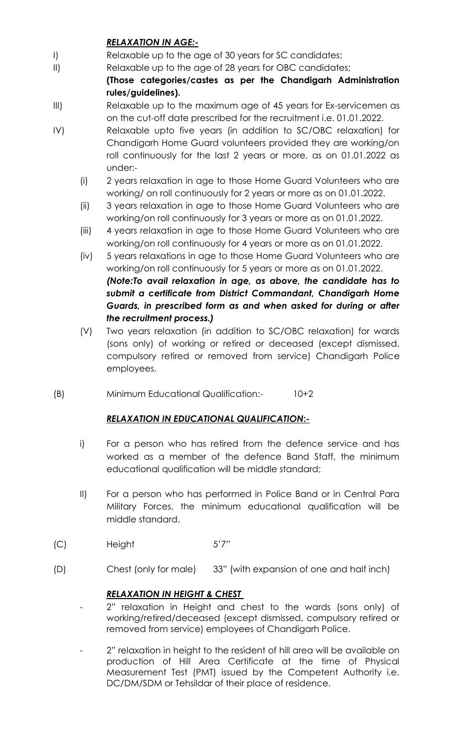***RELAXATION IN AGE:-***

I) Relaxable up to the age of 30 years for SC candidates;

II) Relaxable up to the age of 28 years for OBC candidates;
**(Those categories/castes as per the Chandigarh Administration rules/guidelines).**

III) Relaxable up to the maximum age of 45 years for Ex-servicemen as on the cut-off date prescribed for the recruitment i.e. 01.01.2022.

IV) Relaxable upto five years (in addition to SC/OBC relaxation) for Chandigarh Home Guard volunteers provided they are working/on roll continuously for the last 2 years or more, as on 01.01.2022 as under:-

   (i) 2 years relaxation in age to those Home Guard Volunteers who are working/ on roll continuously for 2 years or more as on 01.01.2022.

   (ii) 3 years relaxation in age to those Home Guard Volunteers who are working/on roll continuously for 3 years or more as on 01.01.2022.

   (iii) 4 years relaxation in age to those Home Guard Volunteers who are working/on roll continuously for 4 years or more as on 01.01.2022.

   (iv) 5 years relaxations in age to those Home Guard Volunteers who are working/on roll continuously for 5 years or more as on 01.01.2022.
   ***(Note:To avail relaxation in age, as above, the candidate has to submit a certificate from District Commandant, Chandigarh Home Guards, in prescribed form as and when asked for during or after the recruitment process.)***

   (V) Two years relaxation (in addition to SC/OBC relaxation) for wards (sons only) of working or retired or deceased (except dismissed, compulsory retired or removed from service) Chandigarh Police employees.

(B) Minimum Educational Qualification:- 10+2

***RELAXATION IN EDUCATIONAL QUALIFICATION:-***

i) For a person who has retired from the defence service and has worked as a member of the defence Band Staff, the minimum educational qualification will be middle standard;

II) For a person who has performed in Police Band or in Central Para Military Forces, the minimum educational qualification will be middle standard.

(C) Height 5'7"

(D) Chest (only for male) 33" (with expansion of one and half inch)

***RELAXATION IN HEIGHT & CHEST***

- 2" relaxation in Height and chest to the wards (sons only) of working/retired/deceased (except dismissed, compulsory retired or removed from service) employees of Chandigarh Police.

- 2" relaxation in height to the resident of hill area will be available on production of Hill Area Certificate at the time of Physical Measurement Test (PMT) issued by the Competent Authority i.e. DC/DM/SDM or Tehsildar of their place of residence.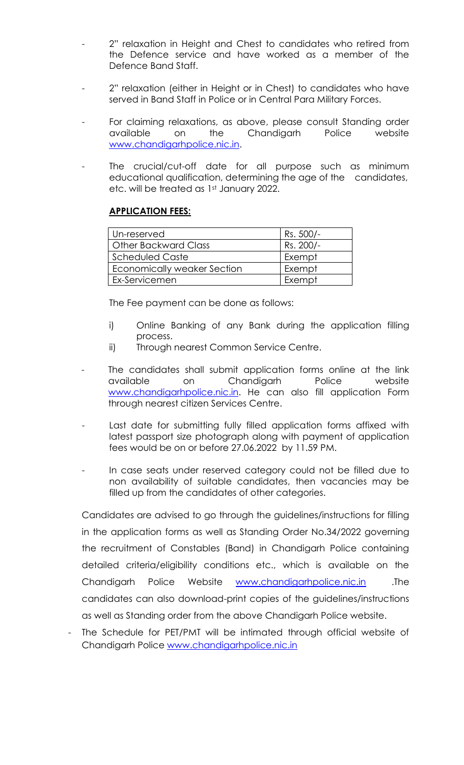- 2" relaxation in Height and Chest to candidates who retired from the Defence service and have worked as a member of the Defence Band Staff.

- 2" relaxation (either in Height or in Chest) to candidates who have served in Band Staff in Police or in Central Para Military Forces.

- For claiming relaxations, as above, please consult Standing order available on the Chandigarh Police website www.chandigarhpolice.nic.in.

- The crucial/cut-off date for all purpose such as minimum educational qualification, determining the age of the candidates, etc. will be treated as 1st January 2022.

**APPLICATION FEES:**

| | |
|---|---|
| Un-reserved | Rs. 500/- |
| Other Backward Class | Rs. 200/- |
| Scheduled Caste | Exempt |
| Economically weaker Section | Exempt |
| Ex-Servicemen | Exempt |

The Fee payment can be done as follows:

i) Online Banking of any Bank during the application filling process.

ii) Through nearest Common Service Centre.

- The candidates shall submit application forms online at the link available on Chandigarh Police website www.chandigarhpolice.nic.in. He can also fill application Form through nearest citizen Services Centre.

- Last date for submitting fully filled application forms affixed with latest passport size photograph along with payment of application fees would be on or before 27.06.2022 by 11.59 PM.

- In case seats under reserved category could not be filled due to non availability of suitable candidates, then vacancies may be filled up from the candidates of other categories.

Candidates are advised to go through the guidelines/instructions for filling in the application forms as well as Standing Order No.34/2022 governing the recruitment of Constables (Band) in Chandigarh Police containing detailed criteria/eligibility conditions etc., which is available on the Chandigarh Police Website www.chandigarhpolice.nic.in .The candidates can also download-print copies of the guidelines/instructions as well as Standing order from the above Chandigarh Police website.

- The Schedule for PET/PMT will be intimated through official website of Chandigarh Police www.chandigarhpolice.nic.in